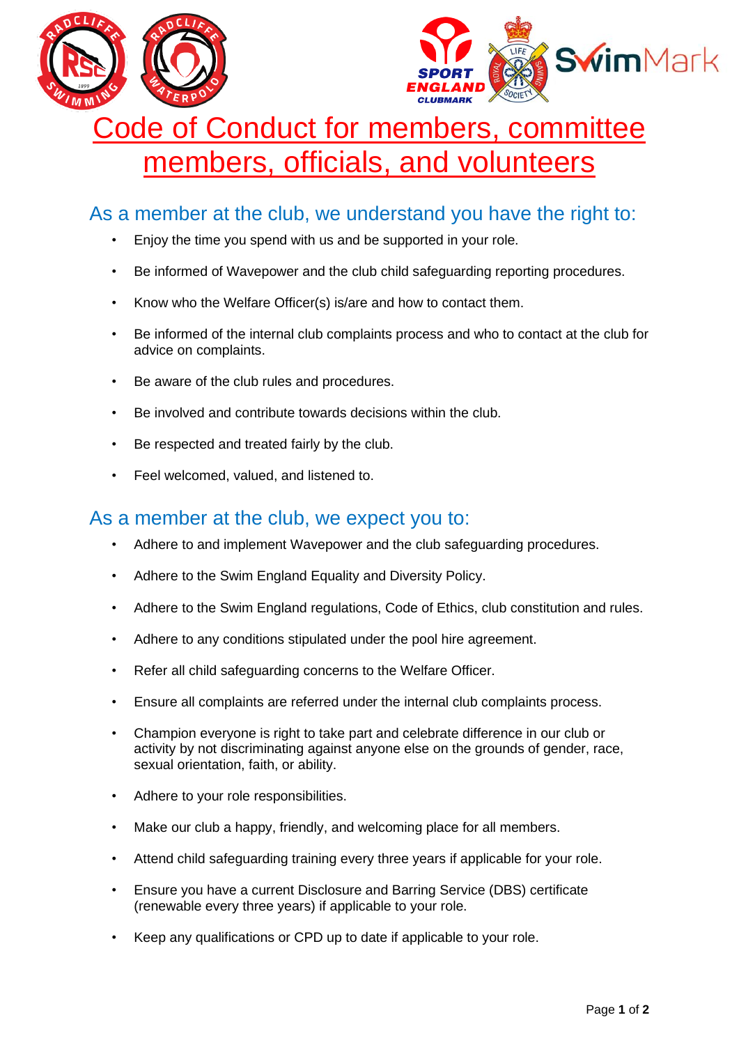# Code of Conduct for members, committee members, officials, and volunteers

## As a member at the club, we understand you have the right to:

- Enjoy the time you spend with us and be supported in your role.
- Be informed of Wavepower and the club child safeguarding reporting procedures.
- Know who the Welfare Officer(s) is/are and how to contact them.
- Be informed of the internal club complaints process and who to contact at the club for advice on complaints.
- Be aware of the club rules and procedures.
- Be involved and contribute towards decisions within the club.
- Be respected and treated fairly by the club.
- Feel welcomed, valued, and listened to.

## As a member at the club, we expect you to:

- Adhere to and implement Wavepower and the club safeguarding procedures.
- Adhere to the Swim England Equality and Diversity Policy.
- Adhere to the Swim England regulations, Code of Ethics, club constitution and rules.
- Adhere to any conditions stipulated under the pool hire agreement.
- Refer all child safeguarding concerns to the Welfare Officer.
- Ensure all complaints are referred under the internal club complaints process.
- Champion everyone is right to take part and celebrate difference in our club or activity by not discriminating against anyone else on the grounds of gender, race, sexual orientation, faith, or ability.
- Adhere to your role responsibilities.
- Make our club a happy, friendly, and welcoming place for all members.
- Attend child safeguarding training every three years if applicable for your role.
- Ensure you have a current Disclosure and Barring Service (DBS) certificate (renewable every three years) if applicable to your role.
- Keep any qualifications or CPD up to date if applicable to your role.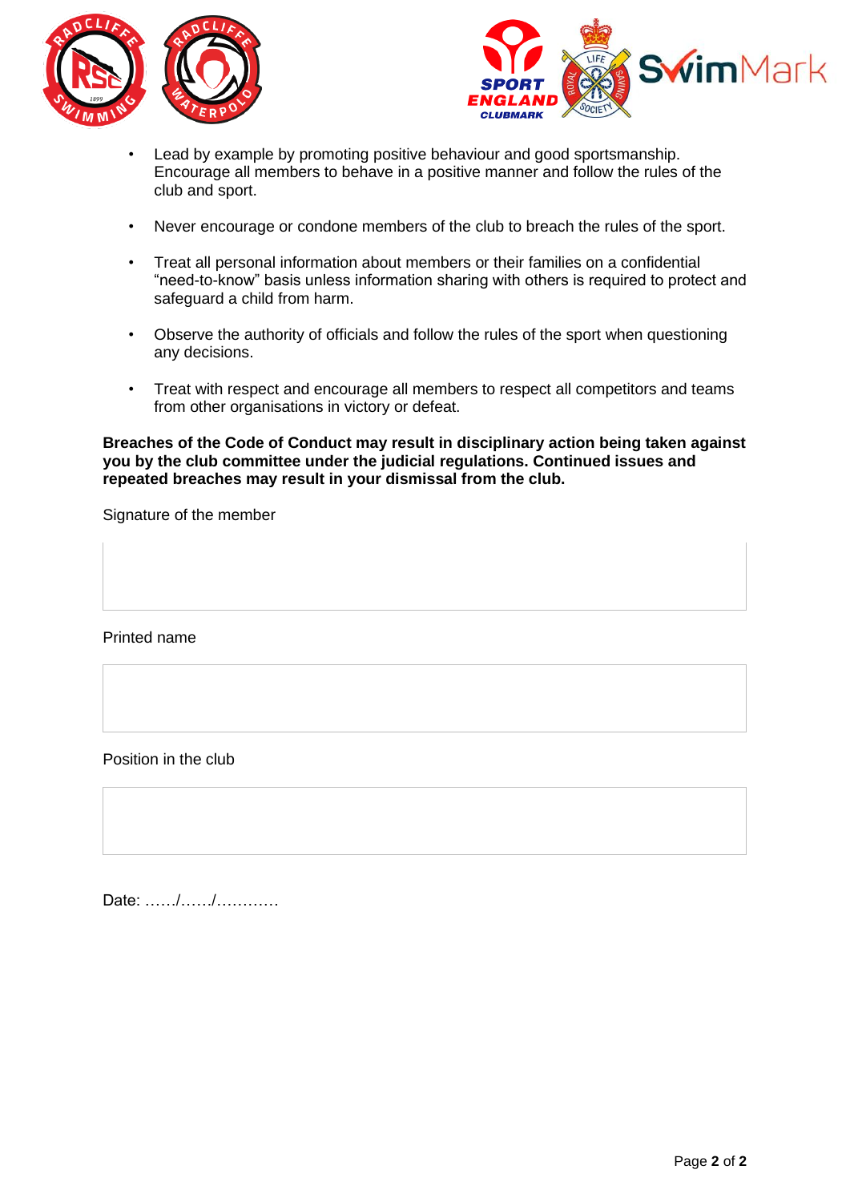- Lead by example by promoting positive behaviour and good sportsmanship. Encourage all members to behave in a positive manner and follow the rules of the club and sport.
- Never encourage or condone members of the club to breach the rules of the sport.
- Treat all personal information about members or their families on a confidential "need-to-know" basis unless information sharing with others is required to protect and safeguard a child from harm.
- Observe the authority of officials and follow the rules of the sport when questioning any decisions.
- Treat with respect and encourage all members to respect all competitors and teams from other organisations in victory or defeat.

**Breaches of the Code of Conduct may result in disciplinary action being taken against you by the club committee under the judicial regulations. Continued issues and repeated breaches may result in your dismissal from the club.**

Signature of the member

Printed name

Position in the club

Date: ……/……/…………